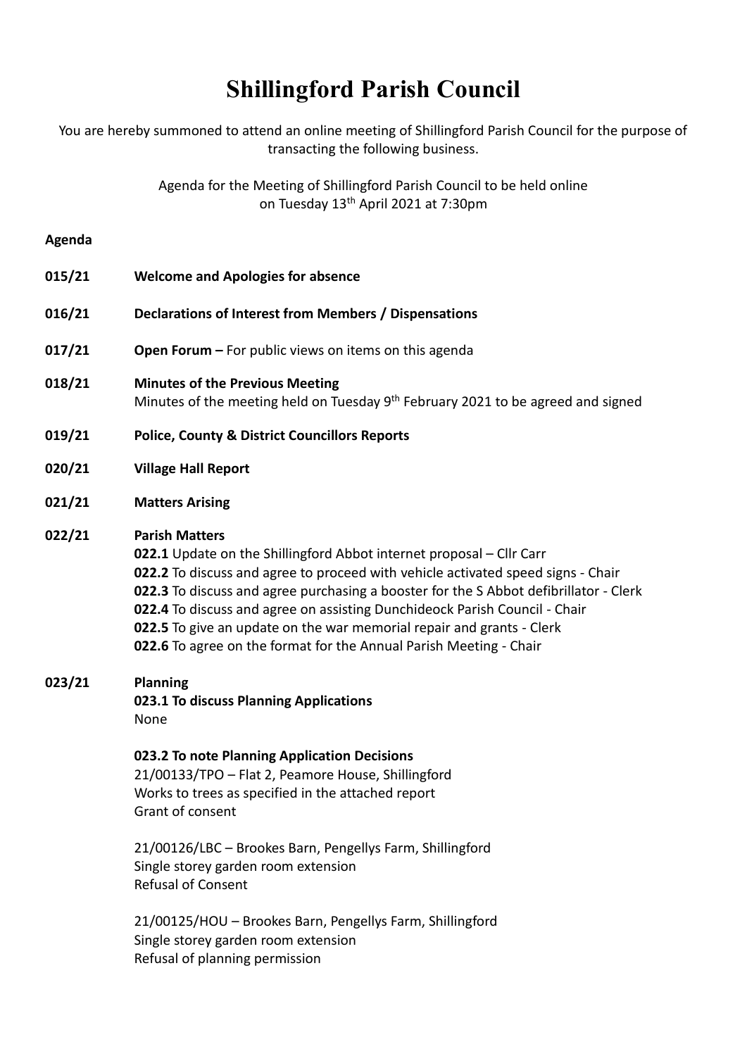# Shillingford Parish Council

You are hereby summoned to attend an online meeting of Shillingford Parish Council for the purpose of transacting the following business.

Agenda for the Meeting of Shillingford Parish Council to be held online on Tuesday 13th April 2021 at 7:30pm

**Agenda**

**015/21** **Welcome and Apologies for absence**

**016/21** **Declarations of Interest from Members / Dispensations**

**017/21** **Open Forum –** For public views on items on this agenda

**018/21** **Minutes of the Previous Meeting**
Minutes of the meeting held on Tuesday 9th February 2021 to be agreed and signed

**019/21** **Police, County & District Councillors Reports**

**020/21** **Village Hall Report**

**021/21** **Matters Arising**

**022/21** **Parish Matters**
**022.1** Update on the Shillingford Abbot internet proposal – Cllr Carr
**022.2** To discuss and agree to proceed with vehicle activated speed signs - Chair
**022.3** To discuss and agree purchasing a booster for the S Abbot defibrillator - Clerk
**022.4** To discuss and agree on assisting Dunchideock Parish Council - Chair
**022.5** To give an update on the war memorial repair and grants - Clerk
**022.6** To agree on the format for the Annual Parish Meeting - Chair

**023/21** **Planning**
**023.1 To discuss Planning Applications**
None

**023.2 To note Planning Application Decisions**
21/00133/TPO – Flat 2, Peamore House, Shillingford
Works to trees as specified in the attached report
Grant of consent

21/00126/LBC – Brookes Barn, Pengellys Farm, Shillingford
Single storey garden room extension
Refusal of Consent

21/00125/HOU – Brookes Barn, Pengellys Farm, Shillingford
Single storey garden room extension
Refusal of planning permission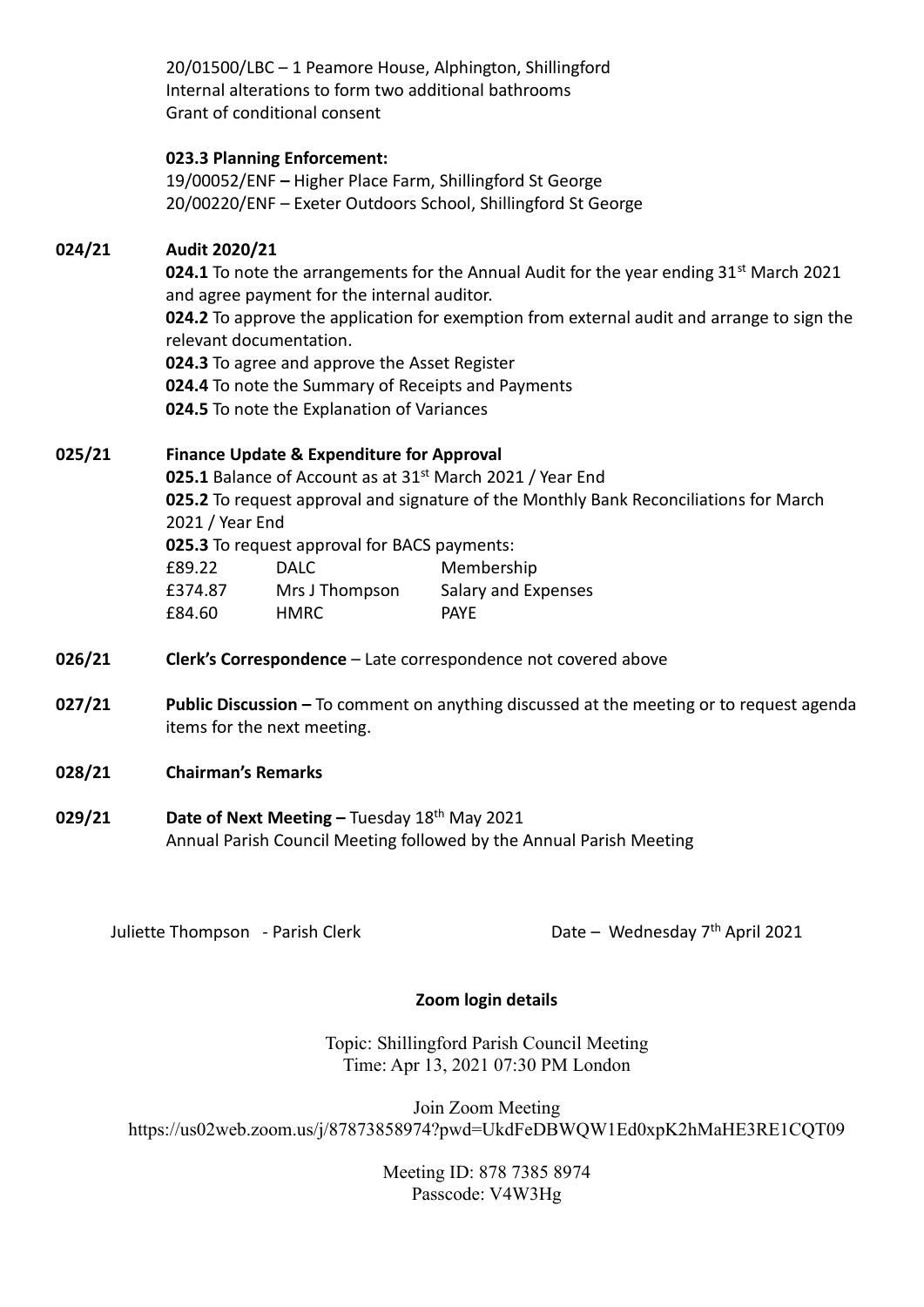20/01500/LBC – 1 Peamore House, Alphington, Shillingford
Internal alterations to form two additional bathrooms
Grant of conditional consent

**023.3 Planning Enforcement:**
19/00052/ENF **–** Higher Place Farm, Shillingford St George
20/00220/ENF – Exeter Outdoors School, Shillingford St George

**024/21 Audit 2020/21**

**024.1** To note the arrangements for the Annual Audit for the year ending 31st March 2021 and agree payment for the internal auditor.
**024.2** To approve the application for exemption from external audit and arrange to sign the relevant documentation.
**024.3** To agree and approve the Asset Register
**024.4** To note the Summary of Receipts and Payments
**024.5** To note the Explanation of Variances

**025/21 Finance Update & Expenditure for Approval**

**025.1** Balance of Account as at 31st March 2021 / Year End
**025.2** To request approval and signature of the Monthly Bank Reconciliations for March 2021 / Year End
**025.3** To request approval for BACS payments:

| | | |
|---|---|---|
| £89.22 | DALC | Membership |
| £374.87 | Mrs J Thompson | Salary and Expenses |
| £84.60 | HMRC | PAYE |

**026/21 Clerk's Correspondence** – Late correspondence not covered above

**027/21 Public Discussion –** To comment on anything discussed at the meeting or to request agenda items for the next meeting.

**028/21 Chairman's Remarks**

**029/21 Date of Next Meeting –** Tuesday 18th May 2021
Annual Parish Council Meeting followed by the Annual Parish Meeting

Juliette Thompson - Parish Clerk

Date – Wednesday 7th April 2021

**Zoom login details**

Topic: Shillingford Parish Council Meeting
Time: Apr 13, 2021 07:30 PM London

Join Zoom Meeting
https://us02web.zoom.us/j/87873858974?pwd=UkdFeDBWQW1Ed0xpK2hMaHE3RE1CQT09

Meeting ID: 878 7385 8974
Passcode: V4W3Hg